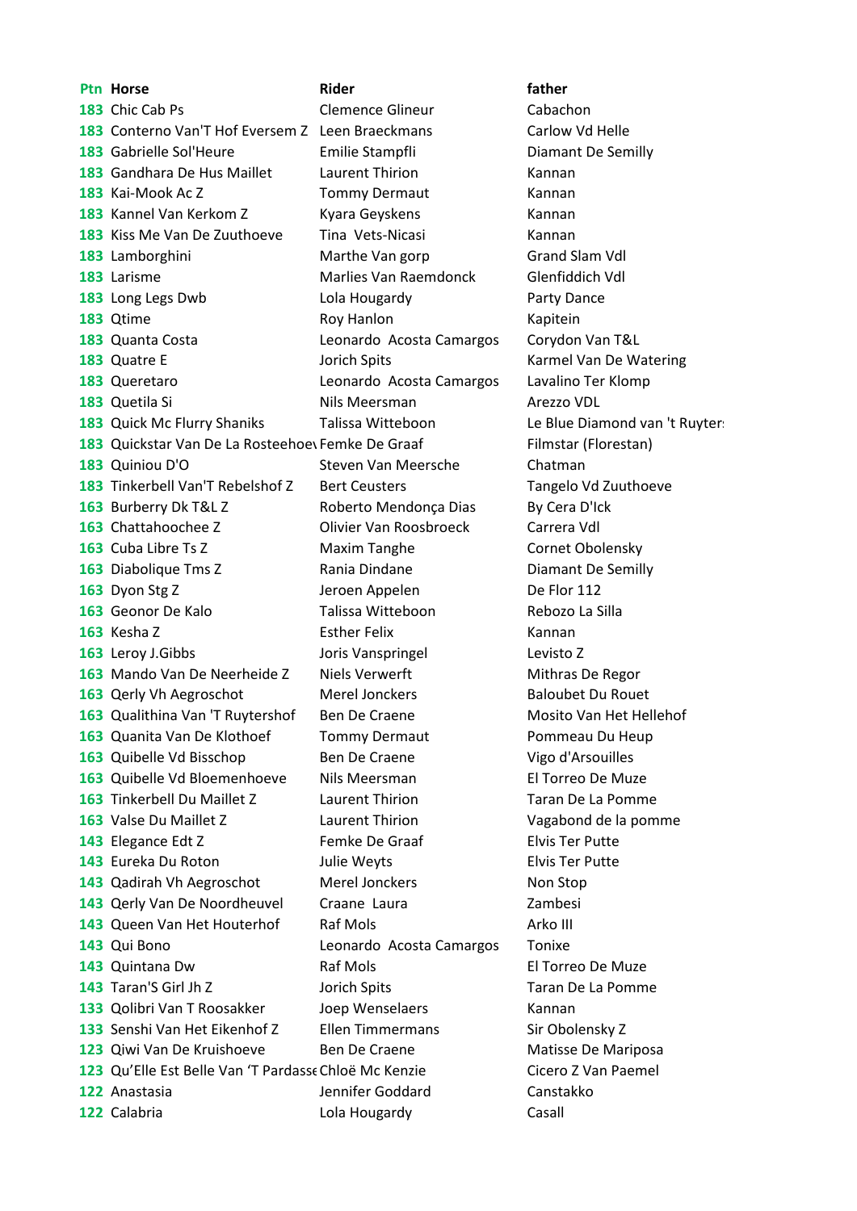| Ptn | Horse | Rider | father |
|---|---|---|---|
| 183 | Chic Cab Ps | Clemence Glineur | Cabachon |
| 183 | Conterno Van'T Hof Eversem Z | Leen Braeckmans | Carlow Vd Helle |
| 183 | Gabrielle Sol'Heure | Emilie Stampfli | Diamant De Semilly |
| 183 | Gandhara De Hus Maillet | Laurent Thirion | Kannan |
| 183 | Kai-Mook Ac Z | Tommy Dermaut | Kannan |
| 183 | Kannel Van Kerkom Z | Kyara Geyskens | Kannan |
| 183 | Kiss Me Van De Zuuthoeve | Tina Vets-Nicasi | Kannan |
| 183 | Lamborghini | Marthe Van gorp | Grand Slam Vdl |
| 183 | Larisme | Marlies Van Raemdonck | Glenfiddich Vdl |
| 183 | Long Legs Dwb | Lola Hougardy | Party Dance |
| 183 | Qtime | Roy Hanlon | Kapitein |
| 183 | Quanta Costa | Leonardo Acosta Camargos | Corydon Van T&L |
| 183 | Quatre E | Jorich Spits | Karmel Van De Watering |
| 183 | Queretaro | Leonardo Acosta Camargos | Lavalino Ter Klomp |
| 183 | Quetila Si | Nils Meersman | Arezzo VDL |
| 183 | Quick Mc Flurry Shaniks | Talissa Witteboon | Le Blue Diamond van 't Ruyter |
| 183 | Quickstar Van De La Rosteehoe | Femke De Graaf | Filmstar (Florestan) |
| 183 | Quiniou D'O | Steven Van Meersche | Chatman |
| 183 | Tinkerbell Van'T Rebelshof Z | Bert Ceusters | Tangelo Vd Zuuthoeve |
| 163 | Burberry Dk T&L Z | Roberto Mendonça Dias | By Cera D'Ick |
| 163 | Chattahoochee Z | Olivier Van Roosbroeck | Carrera Vdl |
| 163 | Cuba Libre Ts Z | Maxim Tanghe | Cornet Obolensky |
| 163 | Diabolique Tms Z | Rania Dindane | Diamant De Semilly |
| 163 | Dyon Stg Z | Jeroen Appelen | De Flor 112 |
| 163 | Geonor De Kalo | Talissa Witteboon | Rebozo La Silla |
| 163 | Kesha Z | Esther Felix | Kannan |
| 163 | Leroy J.Gibbs | Joris Vanspringel | Levisto Z |
| 163 | Mando Van De Neerheide Z | Niels Verwerft | Mithras De Regor |
| 163 | Qerly Vh Aegroschot | Merel Jonckers | Baloubet Du Rouet |
| 163 | Qualithina Van 'T Ruytershof | Ben De Craene | Mosito Van Het Hellehof |
| 163 | Quanita Van De Klothoef | Tommy Dermaut | Pommeau Du Heup |
| 163 | Quibelle Vd Bisschop | Ben De Craene | Vigo d'Arsouilles |
| 163 | Quibelle Vd Bloemenhoeve | Nils Meersman | El Torreo De Muze |
| 163 | Tinkerbell Du Maillet Z | Laurent Thirion | Taran De La Pomme |
| 163 | Valse Du Maillet Z | Laurent Thirion | Vagabond de la pomme |
| 143 | Elegance Edt Z | Femke De Graaf | Elvis Ter Putte |
| 143 | Eureka Du Roton | Julie Weyts | Elvis Ter Putte |
| 143 | Qadirah Vh Aegroschot | Merel Jonckers | Non Stop |
| 143 | Qerly Van De Noordheuvel | Craane Laura | Zambesi |
| 143 | Queen Van Het Houterhof | Raf Mols | Arko III |
| 143 | Qui Bono | Leonardo Acosta Camargos | Tonixe |
| 143 | Quintana Dw | Raf Mols | El Torreo De Muze |
| 143 | Taran'S Girl Jh Z | Jorich Spits | Taran De La Pomme |
| 133 | Qolibri Van T Roosakker | Joep Wenselaers | Kannan |
| 133 | Senshi Van Het Eikenhof Z | Ellen Timmermans | Sir Obolensky Z |
| 123 | Qiwi Van De Kruishoeve | Ben De Craene | Matisse De Mariposa |
| 123 | Qu'Elle Est Belle Van 'T Pardasse | Chloë Mc Kenzie | Cicero Z Van Paemel |
| 122 | Anastasia | Jennifer Goddard | Canstakko |
| 122 | Calabria | Lola Hougardy | Casall |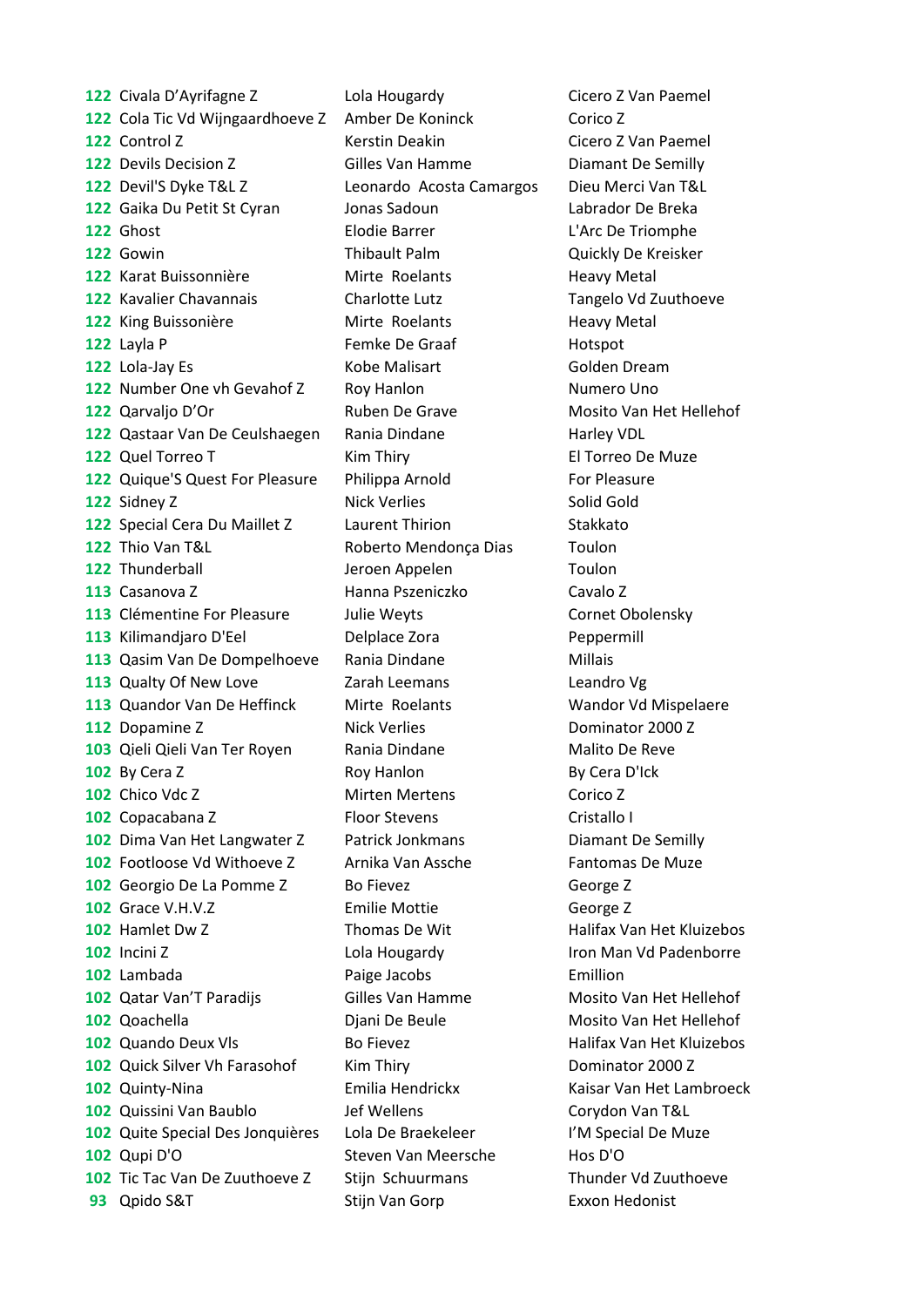| | | | |
|---|---|---|---|
| **122** | Civala D'Ayrifagne Z | Lola Hougardy | Cicero Z Van Paemel |
| **122** | Cola Tic Vd Wijngaardhoeve Z | Amber De Koninck | Corico Z |
| **122** | Control Z | Kerstin Deakin | Cicero Z Van Paemel |
| **122** | Devils Decision Z | Gilles Van Hamme | Diamant De Semilly |
| **122** | Devil'S Dyke T&L Z | Leonardo Acosta Camargos | Dieu Merci Van T&L |
| **122** | Gaika Du Petit St Cyran | Jonas Sadoun | Labrador De Breka |
| **122** | Ghost | Elodie Barrer | L'Arc De Triomphe |
| **122** | Gowin | Thibault Palm | Quickly De Kreisker |
| **122** | Karat Buissonnière | Mirte Roelants | Heavy Metal |
| **122** | Kavalier Chavannais | Charlotte Lutz | Tangelo Vd Zuuthoeve |
| **122** | King Buissonière | Mirte Roelants | Heavy Metal |
| **122** | Layla P | Femke De Graaf | Hotspot |
| **122** | Lola-Jay Es | Kobe Malisart | Golden Dream |
| **122** | Number One vh Gevahof Z | Roy Hanlon | Numero Uno |
| **122** | Qarvaljo D'Or | Ruben De Grave | Mosito Van Het Hellehof |
| **122** | Qastaar Van De Ceulshaegen | Rania Dindane | Harley VDL |
| **122** | Quel Torreo T | Kim Thiry | El Torreo De Muze |
| **122** | Quique'S Quest For Pleasure | Philippa Arnold | For Pleasure |
| **122** | Sidney Z | Nick Verlies | Solid Gold |
| **122** | Special Cera Du Maillet Z | Laurent Thirion | Stakkato |
| **122** | Thio Van T&L | Roberto Mendonça Dias | Toulon |
| **122** | Thunderball | Jeroen Appelen | Toulon |
| **113** | Casanova Z | Hanna Pszeniczko | Cavalo Z |
| **113** | Clémentine For Pleasure | Julie Weyts | Cornet Obolensky |
| **113** | Kilimandjaro D'Eel | Delplace Zora | Peppermill |
| **113** | Qasim Van De Dompelhoeve | Rania Dindane | Millais |
| **113** | Qualty Of New Love | Zarah Leemans | Leandro Vg |
| **113** | Quandor Van De Heffinck | Mirte Roelants | Wandor Vd Mispelaere |
| **112** | Dopamine Z | Nick Verlies | Dominator 2000 Z |
| **103** | Qieli Qieli Van Ter Royen | Rania Dindane | Malito De Reve |
| **102** | By Cera Z | Roy Hanlon | By Cera D'Ick |
| **102** | Chico Vdc Z | Mirten Mertens | Corico Z |
| **102** | Copacabana Z | Floor Stevens | Cristallo I |
| **102** | Dima Van Het Langwater Z | Patrick Jonkmans | Diamant De Semilly |
| **102** | Footloose Vd Withoeve Z | Arnika Van Assche | Fantomas De Muze |
| **102** | Georgio De La Pomme Z | Bo Fievez | George Z |
| **102** | Grace V.H.V.Z | Emilie Mottie | George Z |
| **102** | Hamlet Dw Z | Thomas De Wit | Halifax Van Het Kluizebos |
| **102** | Incini Z | Lola Hougardy | Iron Man Vd Padenborre |
| **102** | Lambada | Paige Jacobs | Emillion |
| **102** | Qatar Van'T Paradijs | Gilles Van Hamme | Mosito Van Het Hellehof |
| **102** | Qoachella | Djani De Beule | Mosito Van Het Hellehof |
| **102** | Quando Deux Vls | Bo Fievez | Halifax Van Het Kluizebos |
| **102** | Quick Silver Vh Farasohof | Kim Thiry | Dominator 2000 Z |
| **102** | Quinty-Nina | Emilia Hendrickx | Kaisar Van Het Lambroeck |
| **102** | Quissini Van Baublo | Jef Wellens | Corydon Van T&L |
| **102** | Quite Special Des Jonquières | Lola De Braekeleer | I'M Special De Muze |
| **102** | Qupi D'O | Steven Van Meersche | Hos D'O |
| **102** | Tic Tac Van De Zuuthoeve Z | Stijn Schuurmans | Thunder Vd Zuuthoeve |
| **93** | Qpido S&T | Stijn Van Gorp | Exxon Hedonist |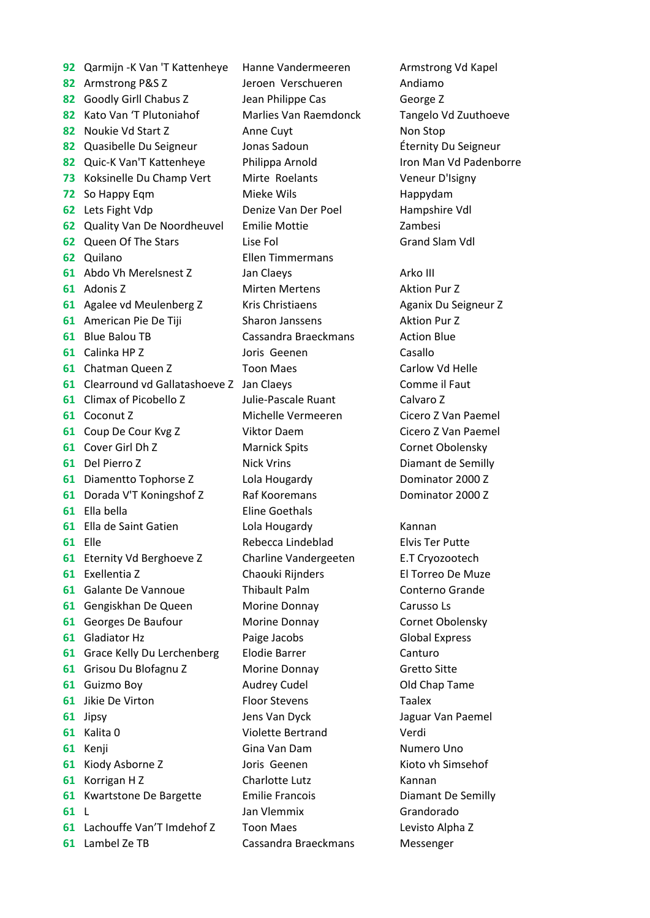| | | | |
|---|---|---|---|
| 92 | Qarmijn -K Van 'T Kattenheye | Hanne Vandermeeren | Armstrong Vd Kapel |
| 82 | Armstrong P&S Z | Jeroen Verschueren | Andiamo |
| 82 | Goodly Girll Chabus Z | Jean Philippe Cas | George Z |
| 82 | Kato Van 'T Plutoniahof | Marlies Van Raemdonck | Tangelo Vd Zuuthoeve |
| 82 | Noukie Vd Start Z | Anne Cuyt | Non Stop |
| 82 | Quasibelle Du Seigneur | Jonas Sadoun | Éternity Du Seigneur |
| 82 | Quic-K Van'T Kattenheye | Philippa Arnold | Iron Man Vd Padenborre |
| 73 | Koksinelle Du Champ Vert | Mirte Roelants | Veneur D'Isigny |
| 72 | So Happy Eqm | Mieke Wils | Happydam |
| 62 | Lets Fight Vdp | Denize Van Der Poel | Hampshire Vdl |
| 62 | Quality Van De Noordheuvel | Emilie Mottie | Zambesi |
| 62 | Queen Of The Stars | Lise Fol | Grand Slam Vdl |
| 62 | Quilano | Ellen Timmermans | |
| 61 | Abdo Vh Merelsnest Z | Jan Claeys | Arko III |
| 61 | Adonis Z | Mirten Mertens | Aktion Pur Z |
| 61 | Agalee vd Meulenberg Z | Kris Christiaens | Aganix Du Seigneur Z |
| 61 | American Pie De Tiji | Sharon Janssens | Aktion Pur Z |
| 61 | Blue Balou TB | Cassandra Braeckmans | Action Blue |
| 61 | Calinka HP Z | Joris Geenen | Casallo |
| 61 | Chatman Queen Z | Toon Maes | Carlow Vd Helle |
| 61 | Clearround vd Gallatashoeve Z | Jan Claeys | Comme il Faut |
| 61 | Climax of Picobello Z | Julie-Pascale Ruant | Calvaro Z |
| 61 | Coconut Z | Michelle Vermeeren | Cicero Z Van Paemel |
| 61 | Coup De Cour Kvg Z | Viktor Daem | Cicero Z Van Paemel |
| 61 | Cover Girl Dh Z | Marnick Spits | Cornet Obolensky |
| 61 | Del Pierro Z | Nick Vrins | Diamant de Semilly |
| 61 | Diamentto Tophorse Z | Lola Hougardy | Dominator 2000 Z |
| 61 | Dorada V'T Koningshof Z | Raf Kooremans | Dominator 2000 Z |
| 61 | Ella bella | Eline Goethals | |
| 61 | Ella de Saint Gatien | Lola Hougardy | Kannan |
| 61 | Elle | Rebecca Lindeblad | Elvis Ter Putte |
| 61 | Eternity Vd Berghoeve Z | Charline Vandergeeten | E.T Cryozootech |
| 61 | Exellentia Z | Chaouki Rijnders | El Torreo De Muze |
| 61 | Galante De Vannoue | Thibault Palm | Conterno Grande |
| 61 | Gengiskhan De Queen | Morine Donnay | Carusso Ls |
| 61 | Georges De Baufour | Morine Donnay | Cornet Obolensky |
| 61 | Gladiator Hz | Paige Jacobs | Global Express |
| 61 | Grace Kelly Du Lerchenberg | Elodie Barrer | Canturo |
| 61 | Grisou Du Blofagnu Z | Morine Donnay | Gretto Sitte |
| 61 | Guizmo Boy | Audrey Cudel | Old Chap Tame |
| 61 | Jikie De Virton | Floor Stevens | Taalex |
| 61 | Jipsy | Jens Van Dyck | Jaguar Van Paemel |
| 61 | Kalita 0 | Violette Bertrand | Verdi |
| 61 | Kenji | Gina Van Dam | Numero Uno |
| 61 | Kiody Asborne Z | Joris Geenen | Kioto vh Simsehof |
| 61 | Korrigan H Z | Charlotte Lutz | Kannan |
| 61 | Kwartstone De Bargette | Emilie Francois | Diamant De Semilly |
| 61 | L | Jan Vlemmix | Grandorado |
| 61 | Lachouffe Van'T Imdehof Z | Toon Maes | Levisto Alpha Z |
| 61 | Lambel Ze TB | Cassandra Braeckmans | Messenger |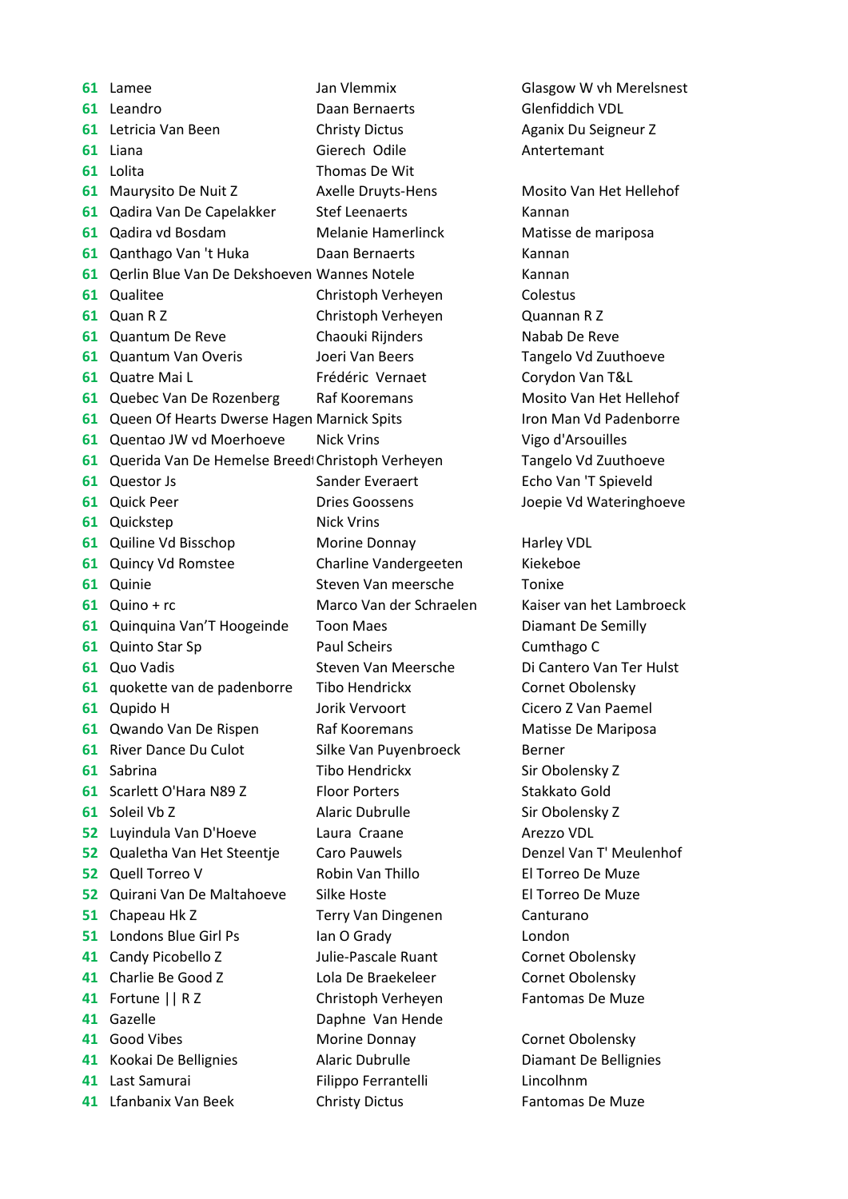| | | | |
|---|---|---|---|
| 61 | Lamee | Jan Vlemmix | Glasgow W vh Merelsnest |
| 61 | Leandro | Daan Bernaerts | Glenfiddich VDL |
| 61 | Letricia Van Been | Christy Dictus | Aganix Du Seigneur Z |
| 61 | Liana | Gierech Odile | Antertemant |
| 61 | Lolita | Thomas De Wit | |
| 61 | Maurysito De Nuit Z | Axelle Druyts-Hens | Mosito Van Het Hellehof |
| 61 | Qadira Van De Capelakker | Stef Leenaerts | Kannan |
| 61 | Qadira vd Bosdam | Melanie Hamerlinck | Matisse de mariposa |
| 61 | Qanthago Van 't Huka | Daan Bernaerts | Kannan |
| 61 | Qerlin Blue Van De Dekshoeven | Wannes Notele | Kannan |
| 61 | Qualitee | Christoph Verheyen | Colestus |
| 61 | Quan R Z | Christoph Verheyen | Quannan R Z |
| 61 | Quantum De Reve | Chaouki Rijnders | Nabab De Reve |
| 61 | Quantum Van Overis | Joeri Van Beers | Tangelo Vd Zuuthoeve |
| 61 | Quatre Mai L | Frédéric Vernaet | Corydon Van T&L |
| 61 | Quebec Van De Rozenberg | Raf Kooremans | Mosito Van Het Hellehof |
| 61 | Queen Of Hearts Dwerse Hagen | Marnick Spits | Iron Man Vd Padenborre |
| 61 | Quentao JW vd Moerhoeve | Nick Vrins | Vigo d'Arsouilles |
| 61 | Querida Van De Hemelse Breed | Christoph Verheyen | Tangelo Vd Zuuthoeve |
| 61 | Questor Js | Sander Everaert | Echo Van 'T Spieveld |
| 61 | Quick Peer | Dries Goossens | Joepie Vd Wateringhoeve |
| 61 | Quickstep | Nick Vrins | |
| 61 | Quiline Vd Bisschop | Morine Donnay | Harley VDL |
| 61 | Quincy Vd Romstee | Charline Vandergeeten | Kiekeboe |
| 61 | Quinie | Steven Van meersche | Tonixe |
| 61 | Quino + rc | Marco Van der Schraelen | Kaiser van het Lambroeck |
| 61 | Quinquina Van'T Hoogeinde | Toon Maes | Diamant De Semilly |
| 61 | Quinto Star Sp | Paul Scheirs | Cumthago C |
| 61 | Quo Vadis | Steven Van Meersche | Di Cantero Van Ter Hulst |
| 61 | quokette van de padenborre | Tibo Hendrickx | Cornet Obolensky |
| 61 | Qupido H | Jorik Vervoort | Cicero Z Van Paemel |
| 61 | Qwando Van De Rispen | Raf Kooremans | Matisse De Mariposa |
| 61 | River Dance Du Culot | Silke Van Puyenbroeck | Berner |
| 61 | Sabrina | Tibo Hendrickx | Sir Obolensky Z |
| 61 | Scarlett O'Hara N89 Z | Floor Porters | Stakkato Gold |
| 61 | Soleil Vb Z | Alaric Dubrulle | Sir Obolensky Z |
| 52 | Luyindula Van D'Hoeve | Laura Craane | Arezzo VDL |
| 52 | Qualetha Van Het Steentje | Caro Pauwels | Denzel Van T' Meulenhof |
| 52 | Quell Torreo V | Robin Van Thillo | El Torreo De Muze |
| 52 | Quirani Van De Maltahoeve | Silke Hoste | El Torreo De Muze |
| 51 | Chapeau Hk Z | Terry Van Dingenen | Canturano |
| 51 | Londons Blue Girl Ps | Ian O Grady | London |
| 41 | Candy Picobello Z | Julie-Pascale Ruant | Cornet Obolensky |
| 41 | Charlie Be Good Z | Lola De Braekeleer | Cornet Obolensky |
| 41 | Fortune \|\| R Z | Christoph Verheyen | Fantomas De Muze |
| 41 | Gazelle | Daphne Van Hende | |
| 41 | Good Vibes | Morine Donnay | Cornet Obolensky |
| 41 | Kookai De Bellignies | Alaric Dubrulle | Diamant De Bellignies |
| 41 | Last Samurai | Filippo Ferrantelli | Lincolhnm |
| 41 | Lfanbanix Van Beek | Christy Dictus | Fantomas De Muze |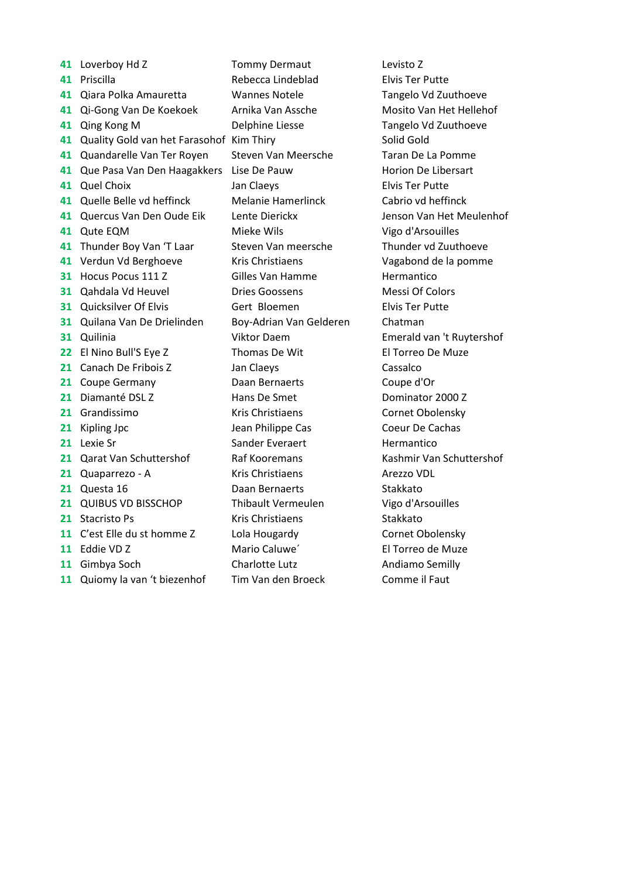| | | | |
|---|---|---|---|
| **41** | Loverboy Hd Z | Tommy Dermaut | Levisto Z |
| **41** | Priscilla | Rebecca Lindeblad | Elvis Ter Putte |
| **41** | Qiara Polka Amauretta | Wannes Notele | Tangelo Vd Zuuthoeve |
| **41** | Qi-Gong Van De Koekoek | Arnika Van Assche | Mosito Van Het Hellehof |
| **41** | Qing Kong M | Delphine Liesse | Tangelo Vd Zuuthoeve |
| **41** | Quality Gold van het Farasohof | Kim Thiry | Solid Gold |
| **41** | Quandarelle Van Ter Royen | Steven Van Meersche | Taran De La Pomme |
| **41** | Que Pasa Van Den Haagakkers | Lise De Pauw | Horion De Libersart |
| **41** | Quel Choix | Jan Claeys | Elvis Ter Putte |
| **41** | Quelle Belle vd heffinck | Melanie Hamerlinck | Cabrio vd heffinck |
| **41** | Quercus Van Den Oude Eik | Lente Dierickx | Jenson Van Het Meulenhof |
| **41** | Qute EQM | Mieke Wils | Vigo d'Arsouilles |
| **41** | Thunder Boy Van 'T Laar | Steven Van meersche | Thunder vd Zuuthoeve |
| **41** | Verdun Vd Berghoeve | Kris Christiaens | Vagabond de la pomme |
| **31** | Hocus Pocus 111 Z | Gilles Van Hamme | Hermantico |
| **31** | Qahdala Vd Heuvel | Dries Goossens | Messi Of Colors |
| **31** | Quicksilver Of Elvis | Gert Bloemen | Elvis Ter Putte |
| **31** | Quilana Van De Drielinden | Boy-Adrian Van Gelderen | Chatman |
| **31** | Quilinia | Viktor Daem | Emerald van 't Ruytershof |
| **22** | El Nino Bull'S Eye Z | Thomas De Wit | El Torreo De Muze |
| **21** | Canach De Fribois Z | Jan Claeys | Cassalco |
| **21** | Coupe Germany | Daan Bernaerts | Coupe d'Or |
| **21** | Diamanté DSL Z | Hans De Smet | Dominator 2000 Z |
| **21** | Grandissimo | Kris Christiaens | Cornet Obolensky |
| **21** | Kipling Jpc | Jean Philippe Cas | Coeur De Cachas |
| **21** | Lexie Sr | Sander Everaert | Hermantico |
| **21** | Qarat Van Schuttershof | Raf Kooremans | Kashmir Van Schuttershof |
| **21** | Quaparrezo - A | Kris Christiaens | Arezzo VDL |
| **21** | Questa 16 | Daan Bernaerts | Stakkato |
| **21** | QUIBUS VD BISSCHOP | Thibault Vermeulen | Vigo d'Arsouilles |
| **21** | Stacristo Ps | Kris Christiaens | Stakkato |
| **11** | C'est Elle du st homme Z | Lola Hougardy | Cornet Obolensky |
| **11** | Eddie VD Z | Mario Caluwe´ | El Torreo de Muze |
| **11** | Gimbya Soch | Charlotte Lutz | Andiamo Semilly |
| **11** | Quiomy la van 't biezenhof | Tim Van den Broeck | Comme il Faut |